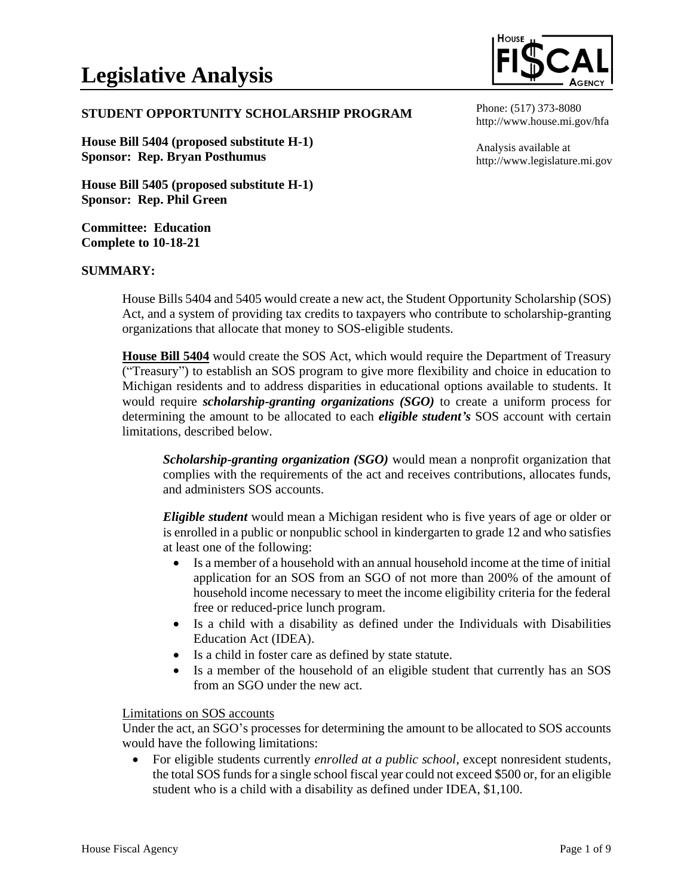# Legislative Analysis

**STUDENT OPPORTUNITY SCHOLARSHIP PROGRAM**

Phone: (517) 373-8080
http://www.house.mi.gov/hfa

Analysis available at
http://www.legislature.mi.gov

**House Bill 5404 (proposed substitute H-1)**
**Sponsor: Rep. Bryan Posthumus**

**House Bill 5405 (proposed substitute H-1)**
**Sponsor: Rep. Phil Green**

**Committee: Education**
**Complete to 10-18-21**

## SUMMARY:

House Bills 5404 and 5405 would create a new act, the Student Opportunity Scholarship (SOS) Act, and a system of providing tax credits to taxpayers who contribute to scholarship-granting organizations that allocate that money to SOS-eligible students.

**House Bill 5404** would create the SOS Act, which would require the Department of Treasury ("Treasury") to establish an SOS program to give more flexibility and choice in education to Michigan residents and to address disparities in educational options available to students. It would require ***scholarship-granting organizations (SGO)*** to create a uniform process for determining the amount to be allocated to each ***eligible student's*** SOS account with certain limitations, described below.

> ***Scholarship-granting organization (SGO)*** would mean a nonprofit organization that complies with the requirements of the act and receives contributions, allocates funds, and administers SOS accounts.
>
> ***Eligible student*** would mean a Michigan resident who is five years of age or older or is enrolled in a public or nonpublic school in kindergarten to grade 12 and who satisfies at least one of the following:
>
> - Is a member of a household with an annual household income at the time of initial application for an SOS from an SGO of not more than 200% of the amount of household income necessary to meet the income eligibility criteria for the federal free or reduced-price lunch program.
> - Is a child with a disability as defined under the Individuals with Disabilities Education Act (IDEA).
> - Is a child in foster care as defined by state statute.
> - Is a member of the household of an eligible student that currently has an SOS from an SGO under the new act.

Limitations on SOS accounts

Under the act, an SGO's processes for determining the amount to be allocated to SOS accounts would have the following limitations:

- For eligible students currently *enrolled at a public school*, except nonresident students, the total SOS funds for a single school fiscal year could not exceed $500 or, for an eligible student who is a child with a disability as defined under IDEA, $1,100.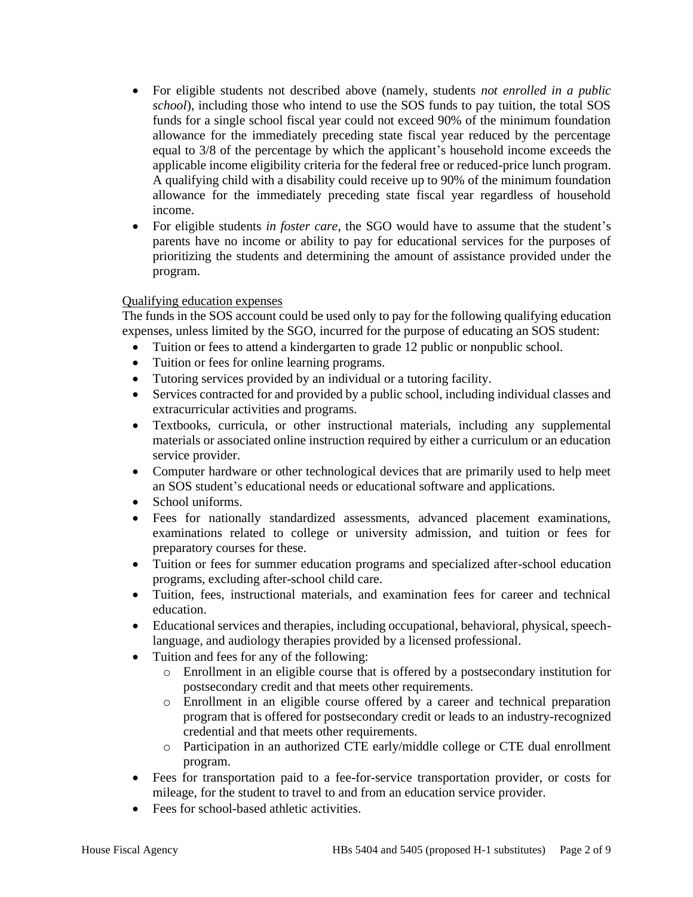- For eligible students not described above (namely, students *not enrolled in a public school*), including those who intend to use the SOS funds to pay tuition, the total SOS funds for a single school fiscal year could not exceed 90% of the minimum foundation allowance for the immediately preceding state fiscal year reduced by the percentage equal to 3/8 of the percentage by which the applicant's household income exceeds the applicable income eligibility criteria for the federal free or reduced-price lunch program. A qualifying child with a disability could receive up to 90% of the minimum foundation allowance for the immediately preceding state fiscal year regardless of household income.
- For eligible students *in foster care*, the SGO would have to assume that the student's parents have no income or ability to pay for educational services for the purposes of prioritizing the students and determining the amount of assistance provided under the program.

<u>Qualifying education expenses</u>

The funds in the SOS account could be used only to pay for the following qualifying education expenses, unless limited by the SGO, incurred for the purpose of educating an SOS student:

- Tuition or fees to attend a kindergarten to grade 12 public or nonpublic school.
- Tuition or fees for online learning programs.
- Tutoring services provided by an individual or a tutoring facility.
- Services contracted for and provided by a public school, including individual classes and extracurricular activities and programs.
- Textbooks, curricula, or other instructional materials, including any supplemental materials or associated online instruction required by either a curriculum or an education service provider.
- Computer hardware or other technological devices that are primarily used to help meet an SOS student's educational needs or educational software and applications.
- School uniforms.
- Fees for nationally standardized assessments, advanced placement examinations, examinations related to college or university admission, and tuition or fees for preparatory courses for these.
- Tuition or fees for summer education programs and specialized after-school education programs, excluding after-school child care.
- Tuition, fees, instructional materials, and examination fees for career and technical education.
- Educational services and therapies, including occupational, behavioral, physical, speech-language, and audiology therapies provided by a licensed professional.
- Tuition and fees for any of the following:
  - Enrollment in an eligible course that is offered by a postsecondary institution for postsecondary credit and that meets other requirements.
  - Enrollment in an eligible course offered by a career and technical preparation program that is offered for postsecondary credit or leads to an industry-recognized credential and that meets other requirements.
  - Participation in an authorized CTE early/middle college or CTE dual enrollment program.
- Fees for transportation paid to a fee-for-service transportation provider, or costs for mileage, for the student to travel to and from an education service provider.
- Fees for school-based athletic activities.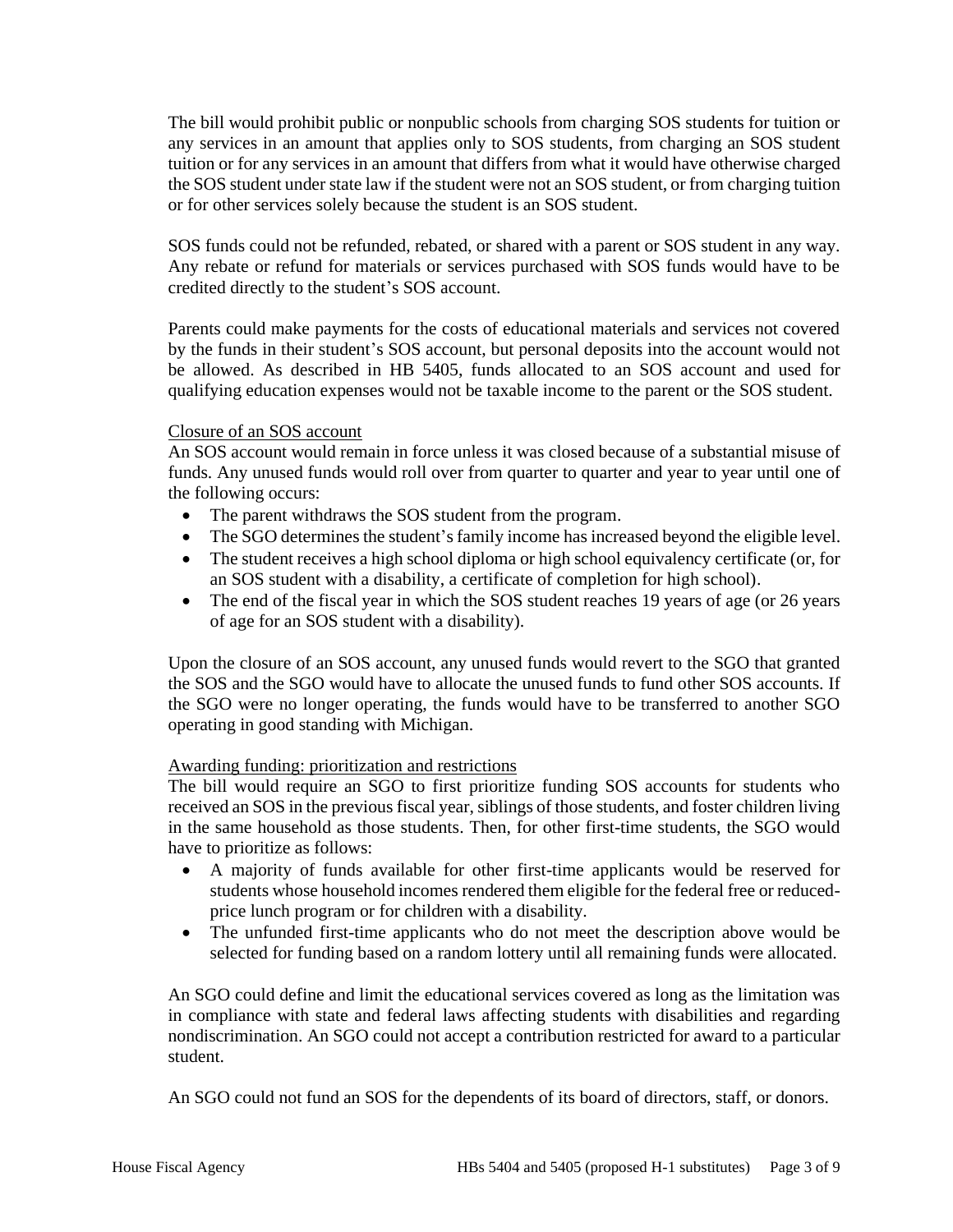The bill would prohibit public or nonpublic schools from charging SOS students for tuition or any services in an amount that applies only to SOS students, from charging an SOS student tuition or for any services in an amount that differs from what it would have otherwise charged the SOS student under state law if the student were not an SOS student, or from charging tuition or for other services solely because the student is an SOS student.

SOS funds could not be refunded, rebated, or shared with a parent or SOS student in any way. Any rebate or refund for materials or services purchased with SOS funds would have to be credited directly to the student's SOS account.

Parents could make payments for the costs of educational materials and services not covered by the funds in their student's SOS account, but personal deposits into the account would not be allowed. As described in HB 5405, funds allocated to an SOS account and used for qualifying education expenses would not be taxable income to the parent or the SOS student.

Closure of an SOS account

An SOS account would remain in force unless it was closed because of a substantial misuse of funds. Any unused funds would roll over from quarter to quarter and year to year until one of the following occurs:

- The parent withdraws the SOS student from the program.
- The SGO determines the student's family income has increased beyond the eligible level.
- The student receives a high school diploma or high school equivalency certificate (or, for an SOS student with a disability, a certificate of completion for high school).
- The end of the fiscal year in which the SOS student reaches 19 years of age (or 26 years of age for an SOS student with a disability).

Upon the closure of an SOS account, any unused funds would revert to the SGO that granted the SOS and the SGO would have to allocate the unused funds to fund other SOS accounts. If the SGO were no longer operating, the funds would have to be transferred to another SGO operating in good standing with Michigan.

Awarding funding: prioritization and restrictions

The bill would require an SGO to first prioritize funding SOS accounts for students who received an SOS in the previous fiscal year, siblings of those students, and foster children living in the same household as those students. Then, for other first-time students, the SGO would have to prioritize as follows:

- A majority of funds available for other first-time applicants would be reserved for students whose household incomes rendered them eligible for the federal free or reduced-price lunch program or for children with a disability.
- The unfunded first-time applicants who do not meet the description above would be selected for funding based on a random lottery until all remaining funds were allocated.

An SGO could define and limit the educational services covered as long as the limitation was in compliance with state and federal laws affecting students with disabilities and regarding nondiscrimination. An SGO could not accept a contribution restricted for award to a particular student.

An SGO could not fund an SOS for the dependents of its board of directors, staff, or donors.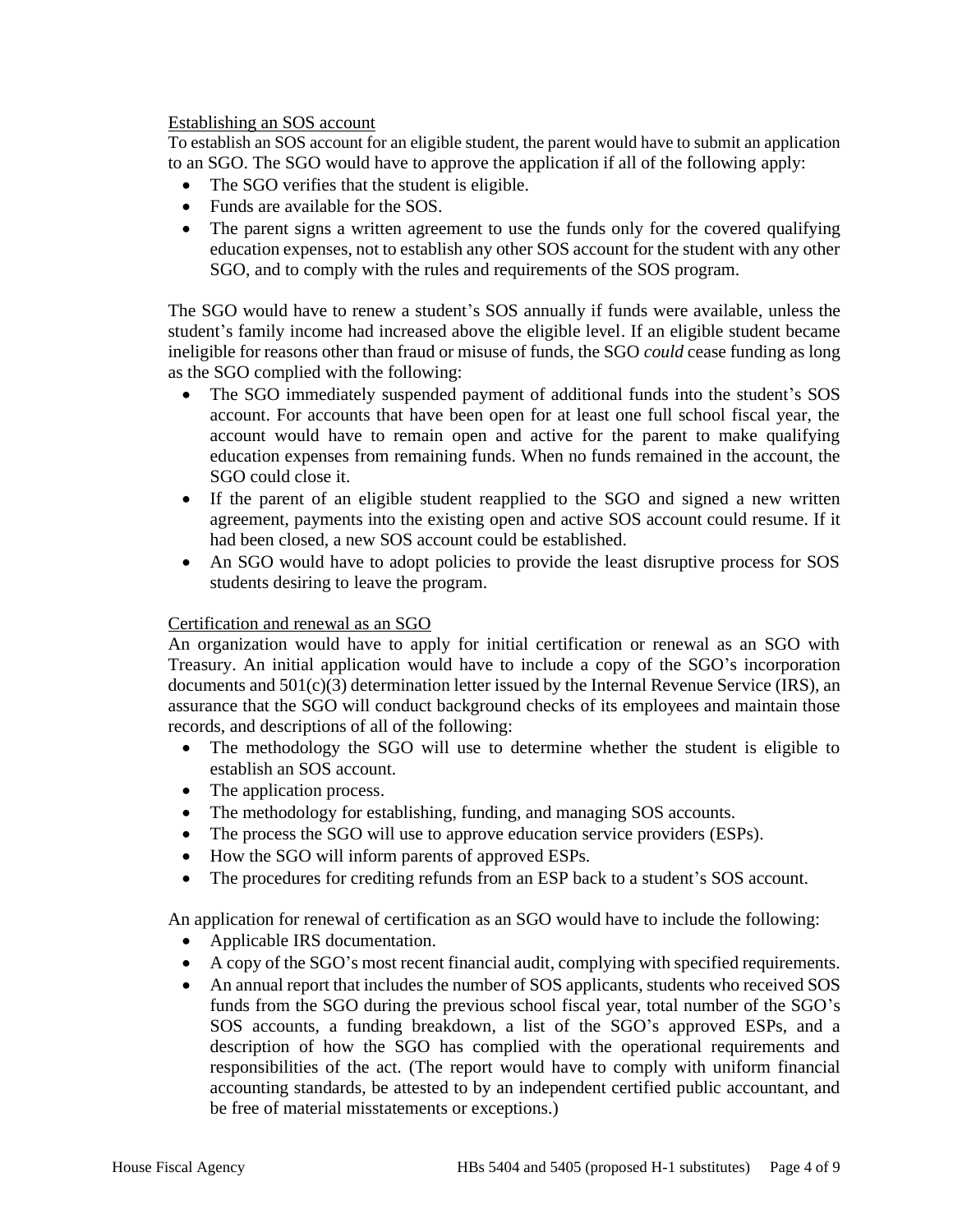Establishing an SOS account

To establish an SOS account for an eligible student, the parent would have to submit an application to an SGO. The SGO would have to approve the application if all of the following apply:

- The SGO verifies that the student is eligible.
- Funds are available for the SOS.
- The parent signs a written agreement to use the funds only for the covered qualifying education expenses, not to establish any other SOS account for the student with any other SGO, and to comply with the rules and requirements of the SOS program.

The SGO would have to renew a student's SOS annually if funds were available, unless the student's family income had increased above the eligible level. If an eligible student became ineligible for reasons other than fraud or misuse of funds, the SGO *could* cease funding as long as the SGO complied with the following:

- The SGO immediately suspended payment of additional funds into the student's SOS account. For accounts that have been open for at least one full school fiscal year, the account would have to remain open and active for the parent to make qualifying education expenses from remaining funds. When no funds remained in the account, the SGO could close it.
- If the parent of an eligible student reapplied to the SGO and signed a new written agreement, payments into the existing open and active SOS account could resume. If it had been closed, a new SOS account could be established.
- An SGO would have to adopt policies to provide the least disruptive process for SOS students desiring to leave the program.

Certification and renewal as an SGO

An organization would have to apply for initial certification or renewal as an SGO with Treasury. An initial application would have to include a copy of the SGO's incorporation documents and 501(c)(3) determination letter issued by the Internal Revenue Service (IRS), an assurance that the SGO will conduct background checks of its employees and maintain those records, and descriptions of all of the following:

- The methodology the SGO will use to determine whether the student is eligible to establish an SOS account.
- The application process.
- The methodology for establishing, funding, and managing SOS accounts.
- The process the SGO will use to approve education service providers (ESPs).
- How the SGO will inform parents of approved ESPs.
- The procedures for crediting refunds from an ESP back to a student's SOS account.

An application for renewal of certification as an SGO would have to include the following:

- Applicable IRS documentation.
- A copy of the SGO's most recent financial audit, complying with specified requirements.
- An annual report that includes the number of SOS applicants, students who received SOS funds from the SGO during the previous school fiscal year, total number of the SGO's SOS accounts, a funding breakdown, a list of the SGO's approved ESPs, and a description of how the SGO has complied with the operational requirements and responsibilities of the act. (The report would have to comply with uniform financial accounting standards, be attested to by an independent certified public accountant, and be free of material misstatements or exceptions.)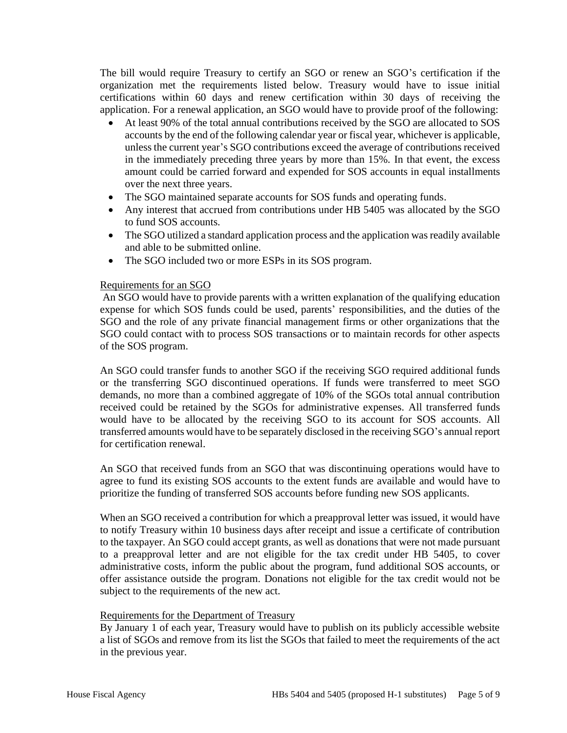The bill would require Treasury to certify an SGO or renew an SGO's certification if the organization met the requirements listed below. Treasury would have to issue initial certifications within 60 days and renew certification within 30 days of receiving the application. For a renewal application, an SGO would have to provide proof of the following:

- At least 90% of the total annual contributions received by the SGO are allocated to SOS accounts by the end of the following calendar year or fiscal year, whichever is applicable, unless the current year's SGO contributions exceed the average of contributions received in the immediately preceding three years by more than 15%. In that event, the excess amount could be carried forward and expended for SOS accounts in equal installments over the next three years.
- The SGO maintained separate accounts for SOS funds and operating funds.
- Any interest that accrued from contributions under HB 5405 was allocated by the SGO to fund SOS accounts.
- The SGO utilized a standard application process and the application was readily available and able to be submitted online.
- The SGO included two or more ESPs in its SOS program.

Requirements for an SGO

An SGO would have to provide parents with a written explanation of the qualifying education expense for which SOS funds could be used, parents' responsibilities, and the duties of the SGO and the role of any private financial management firms or other organizations that the SGO could contact with to process SOS transactions or to maintain records for other aspects of the SOS program.

An SGO could transfer funds to another SGO if the receiving SGO required additional funds or the transferring SGO discontinued operations. If funds were transferred to meet SGO demands, no more than a combined aggregate of 10% of the SGOs total annual contribution received could be retained by the SGOs for administrative expenses. All transferred funds would have to be allocated by the receiving SGO to its account for SOS accounts. All transferred amounts would have to be separately disclosed in the receiving SGO's annual report for certification renewal.

An SGO that received funds from an SGO that was discontinuing operations would have to agree to fund its existing SOS accounts to the extent funds are available and would have to prioritize the funding of transferred SOS accounts before funding new SOS applicants.

When an SGO received a contribution for which a preapproval letter was issued, it would have to notify Treasury within 10 business days after receipt and issue a certificate of contribution to the taxpayer. An SGO could accept grants, as well as donations that were not made pursuant to a preapproval letter and are not eligible for the tax credit under HB 5405, to cover administrative costs, inform the public about the program, fund additional SOS accounts, or offer assistance outside the program. Donations not eligible for the tax credit would not be subject to the requirements of the new act.

Requirements for the Department of Treasury

By January 1 of each year, Treasury would have to publish on its publicly accessible website a list of SGOs and remove from its list the SGOs that failed to meet the requirements of the act in the previous year.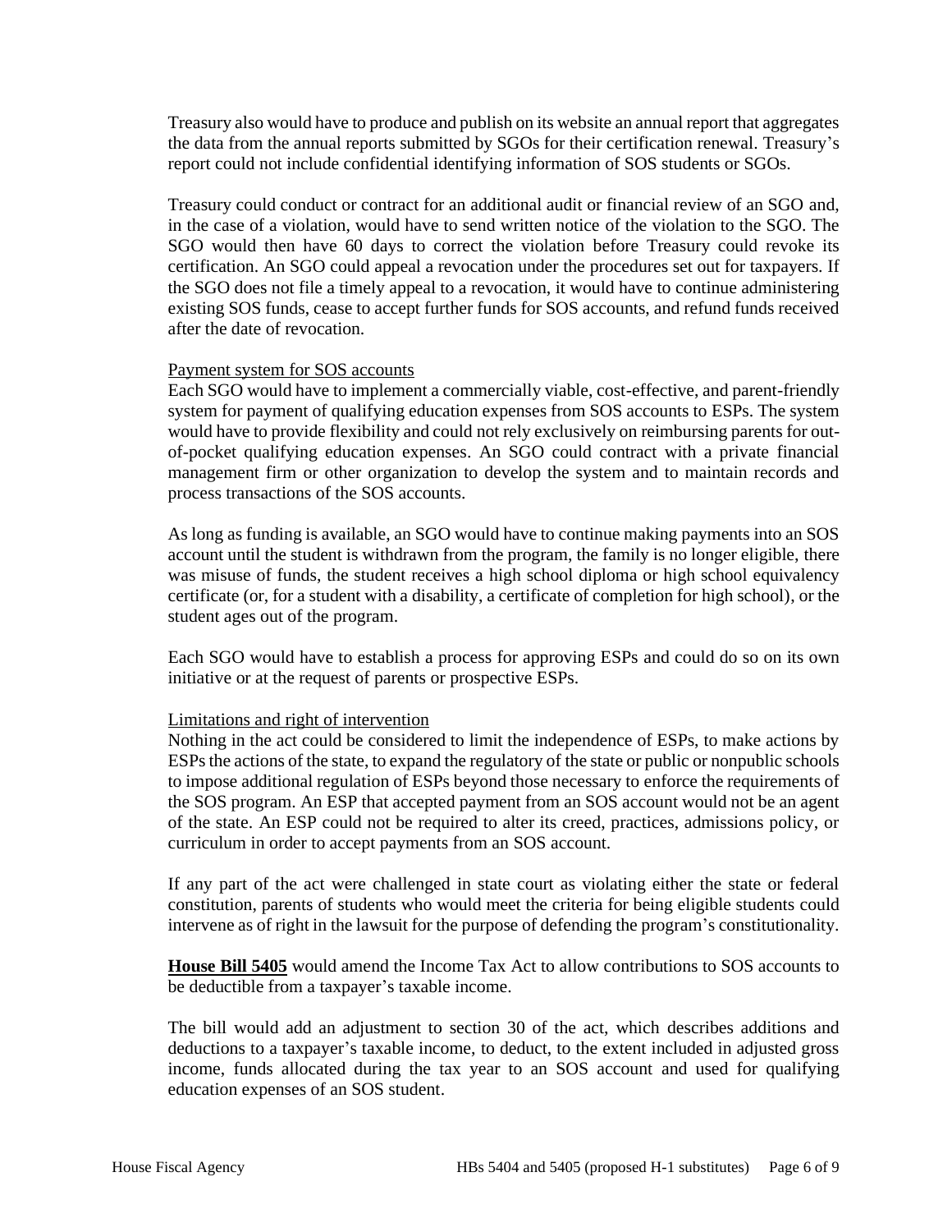Treasury also would have to produce and publish on its website an annual report that aggregates the data from the annual reports submitted by SGOs for their certification renewal. Treasury's report could not include confidential identifying information of SOS students or SGOs.

Treasury could conduct or contract for an additional audit or financial review of an SGO and, in the case of a violation, would have to send written notice of the violation to the SGO. The SGO would then have 60 days to correct the violation before Treasury could revoke its certification. An SGO could appeal a revocation under the procedures set out for taxpayers. If the SGO does not file a timely appeal to a revocation, it would have to continue administering existing SOS funds, cease to accept further funds for SOS accounts, and refund funds received after the date of revocation.

Payment system for SOS accounts

Each SGO would have to implement a commercially viable, cost-effective, and parent-friendly system for payment of qualifying education expenses from SOS accounts to ESPs. The system would have to provide flexibility and could not rely exclusively on reimbursing parents for out-of-pocket qualifying education expenses. An SGO could contract with a private financial management firm or other organization to develop the system and to maintain records and process transactions of the SOS accounts.

As long as funding is available, an SGO would have to continue making payments into an SOS account until the student is withdrawn from the program, the family is no longer eligible, there was misuse of funds, the student receives a high school diploma or high school equivalency certificate (or, for a student with a disability, a certificate of completion for high school), or the student ages out of the program.

Each SGO would have to establish a process for approving ESPs and could do so on its own initiative or at the request of parents or prospective ESPs.

Limitations and right of intervention

Nothing in the act could be considered to limit the independence of ESPs, to make actions by ESPs the actions of the state, to expand the regulatory of the state or public or nonpublic schools to impose additional regulation of ESPs beyond those necessary to enforce the requirements of the SOS program. An ESP that accepted payment from an SOS account would not be an agent of the state. An ESP could not be required to alter its creed, practices, admissions policy, or curriculum in order to accept payments from an SOS account.

If any part of the act were challenged in state court as violating either the state or federal constitution, parents of students who would meet the criteria for being eligible students could intervene as of right in the lawsuit for the purpose of defending the program's constitutionality.

**House Bill 5405** would amend the Income Tax Act to allow contributions to SOS accounts to be deductible from a taxpayer's taxable income.

The bill would add an adjustment to section 30 of the act, which describes additions and deductions to a taxpayer's taxable income, to deduct, to the extent included in adjusted gross income, funds allocated during the tax year to an SOS account and used for qualifying education expenses of an SOS student.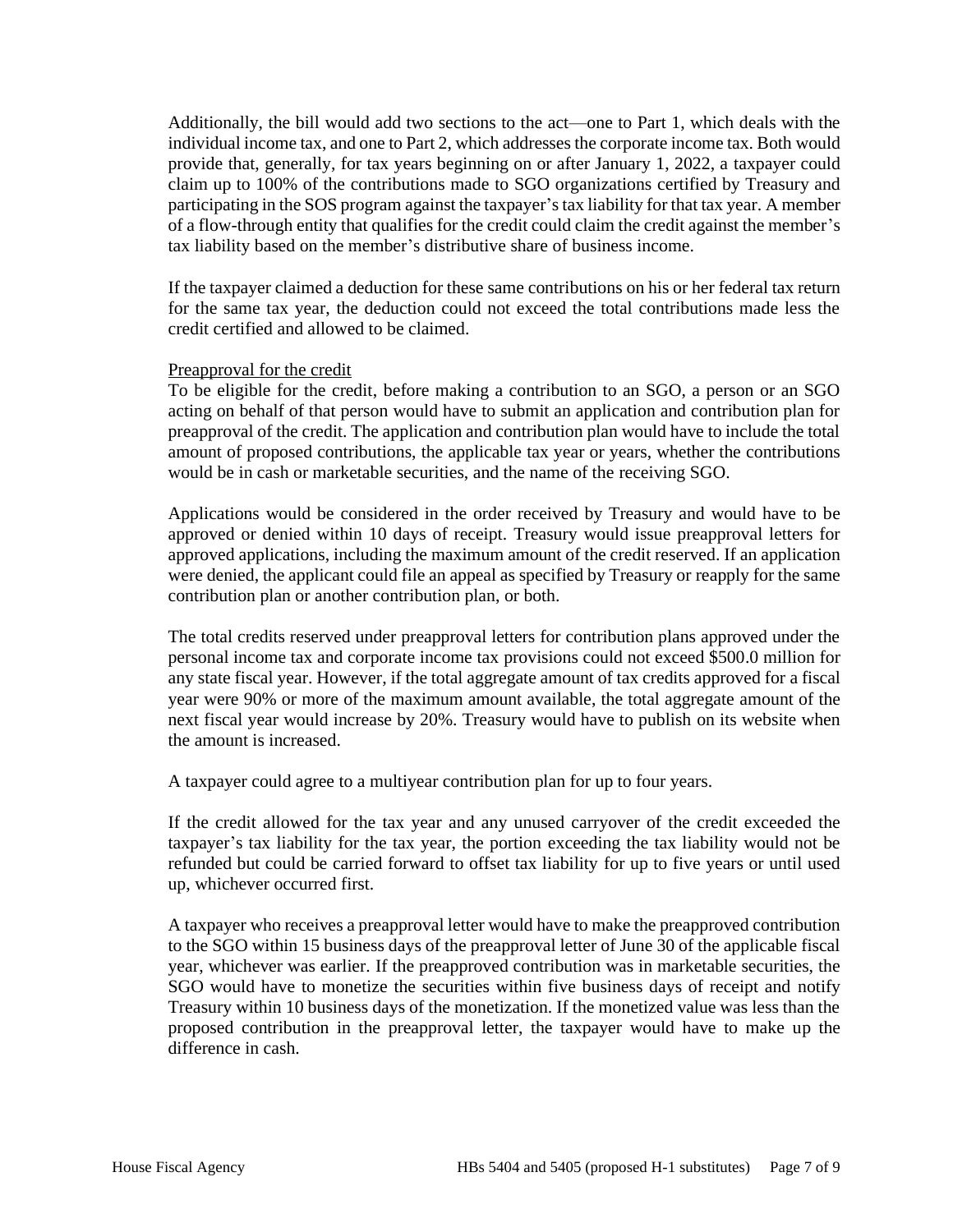Additionally, the bill would add two sections to the act—one to Part 1, which deals with the individual income tax, and one to Part 2, which addresses the corporate income tax. Both would provide that, generally, for tax years beginning on or after January 1, 2022, a taxpayer could claim up to 100% of the contributions made to SGO organizations certified by Treasury and participating in the SOS program against the taxpayer's tax liability for that tax year. A member of a flow-through entity that qualifies for the credit could claim the credit against the member's tax liability based on the member's distributive share of business income.

If the taxpayer claimed a deduction for these same contributions on his or her federal tax return for the same tax year, the deduction could not exceed the total contributions made less the credit certified and allowed to be claimed.

Preapproval for the credit

To be eligible for the credit, before making a contribution to an SGO, a person or an SGO acting on behalf of that person would have to submit an application and contribution plan for preapproval of the credit. The application and contribution plan would have to include the total amount of proposed contributions, the applicable tax year or years, whether the contributions would be in cash or marketable securities, and the name of the receiving SGO.

Applications would be considered in the order received by Treasury and would have to be approved or denied within 10 days of receipt. Treasury would issue preapproval letters for approved applications, including the maximum amount of the credit reserved. If an application were denied, the applicant could file an appeal as specified by Treasury or reapply for the same contribution plan or another contribution plan, or both.

The total credits reserved under preapproval letters for contribution plans approved under the personal income tax and corporate income tax provisions could not exceed \$500.0 million for any state fiscal year. However, if the total aggregate amount of tax credits approved for a fiscal year were 90% or more of the maximum amount available, the total aggregate amount of the next fiscal year would increase by 20%. Treasury would have to publish on its website when the amount is increased.

A taxpayer could agree to a multiyear contribution plan for up to four years.

If the credit allowed for the tax year and any unused carryover of the credit exceeded the taxpayer's tax liability for the tax year, the portion exceeding the tax liability would not be refunded but could be carried forward to offset tax liability for up to five years or until used up, whichever occurred first.

A taxpayer who receives a preapproval letter would have to make the preapproved contribution to the SGO within 15 business days of the preapproval letter of June 30 of the applicable fiscal year, whichever was earlier. If the preapproved contribution was in marketable securities, the SGO would have to monetize the securities within five business days of receipt and notify Treasury within 10 business days of the monetization. If the monetized value was less than the proposed contribution in the preapproval letter, the taxpayer would have to make up the difference in cash.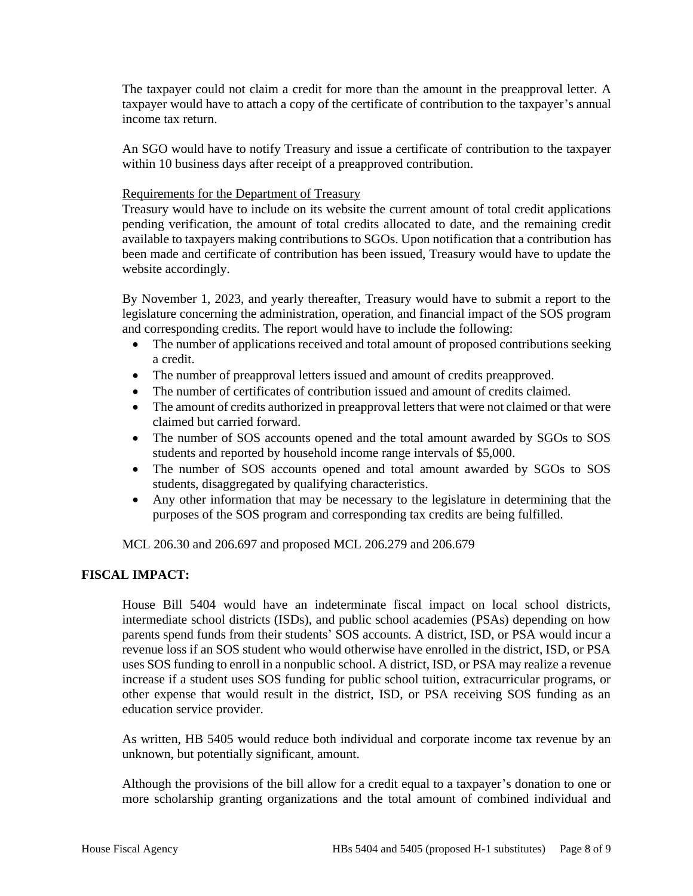The taxpayer could not claim a credit for more than the amount in the preapproval letter. A taxpayer would have to attach a copy of the certificate of contribution to the taxpayer's annual income tax return.

An SGO would have to notify Treasury and issue a certificate of contribution to the taxpayer within 10 business days after receipt of a preapproved contribution.

<u>Requirements for the Department of Treasury</u>
Treasury would have to include on its website the current amount of total credit applications pending verification, the amount of total credits allocated to date, and the remaining credit available to taxpayers making contributions to SGOs. Upon notification that a contribution has been made and certificate of contribution has been issued, Treasury would have to update the website accordingly.

By November 1, 2023, and yearly thereafter, Treasury would have to submit a report to the legislature concerning the administration, operation, and financial impact of the SOS program and corresponding credits. The report would have to include the following:

- The number of applications received and total amount of proposed contributions seeking a credit.
- The number of preapproval letters issued and amount of credits preapproved.
- The number of certificates of contribution issued and amount of credits claimed.
- The amount of credits authorized in preapproval letters that were not claimed or that were claimed but carried forward.
- The number of SOS accounts opened and the total amount awarded by SGOs to SOS students and reported by household income range intervals of $5,000.
- The number of SOS accounts opened and total amount awarded by SGOs to SOS students, disaggregated by qualifying characteristics.
- Any other information that may be necessary to the legislature in determining that the purposes of the SOS program and corresponding tax credits are being fulfilled.

MCL 206.30 and 206.697 and proposed MCL 206.279 and 206.679

## FISCAL IMPACT:

House Bill 5404 would have an indeterminate fiscal impact on local school districts, intermediate school districts (ISDs), and public school academies (PSAs) depending on how parents spend funds from their students' SOS accounts. A district, ISD, or PSA would incur a revenue loss if an SOS student who would otherwise have enrolled in the district, ISD, or PSA uses SOS funding to enroll in a nonpublic school. A district, ISD, or PSA may realize a revenue increase if a student uses SOS funding for public school tuition, extracurricular programs, or other expense that would result in the district, ISD, or PSA receiving SOS funding as an education service provider.

As written, HB 5405 would reduce both individual and corporate income tax revenue by an unknown, but potentially significant, amount.

Although the provisions of the bill allow for a credit equal to a taxpayer's donation to one or more scholarship granting organizations and the total amount of combined individual and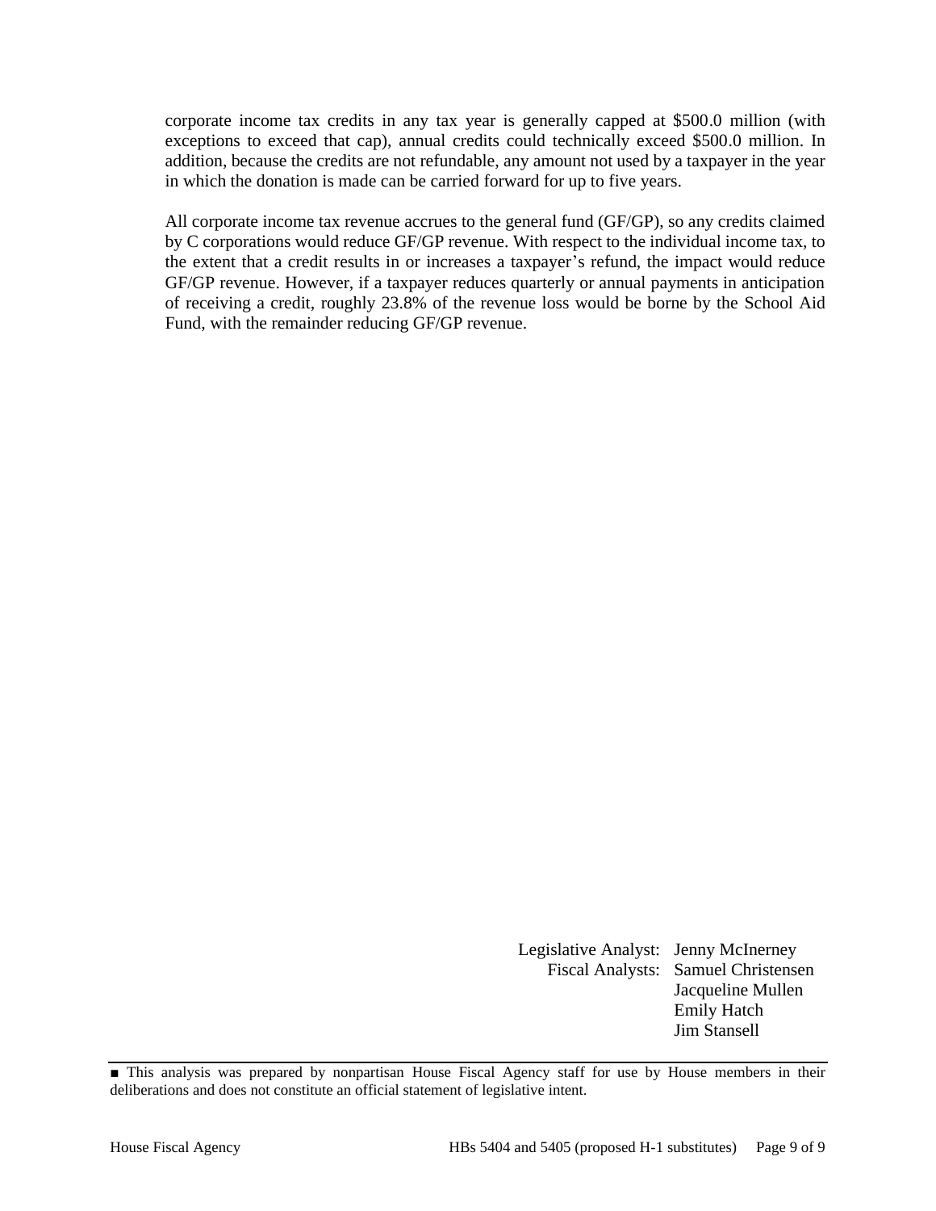corporate income tax credits in any tax year is generally capped at $500.0 million (with exceptions to exceed that cap), annual credits could technically exceed $500.0 million. In addition, because the credits are not refundable, any amount not used by a taxpayer in the year in which the donation is made can be carried forward for up to five years.

All corporate income tax revenue accrues to the general fund (GF/GP), so any credits claimed by C corporations would reduce GF/GP revenue. With respect to the individual income tax, to the extent that a credit results in or increases a taxpayer's refund, the impact would reduce GF/GP revenue. However, if a taxpayer reduces quarterly or annual payments in anticipation of receiving a credit, roughly 23.8% of the revenue loss would be borne by the School Aid Fund, with the remainder reducing GF/GP revenue.

Legislative Analyst: Jenny McInerney
Fiscal Analysts: Samuel Christensen
Jacqueline Mullen
Emily Hatch
Jim Stansell

■ This analysis was prepared by nonpartisan House Fiscal Agency staff for use by House members in their deliberations and does not constitute an official statement of legislative intent.